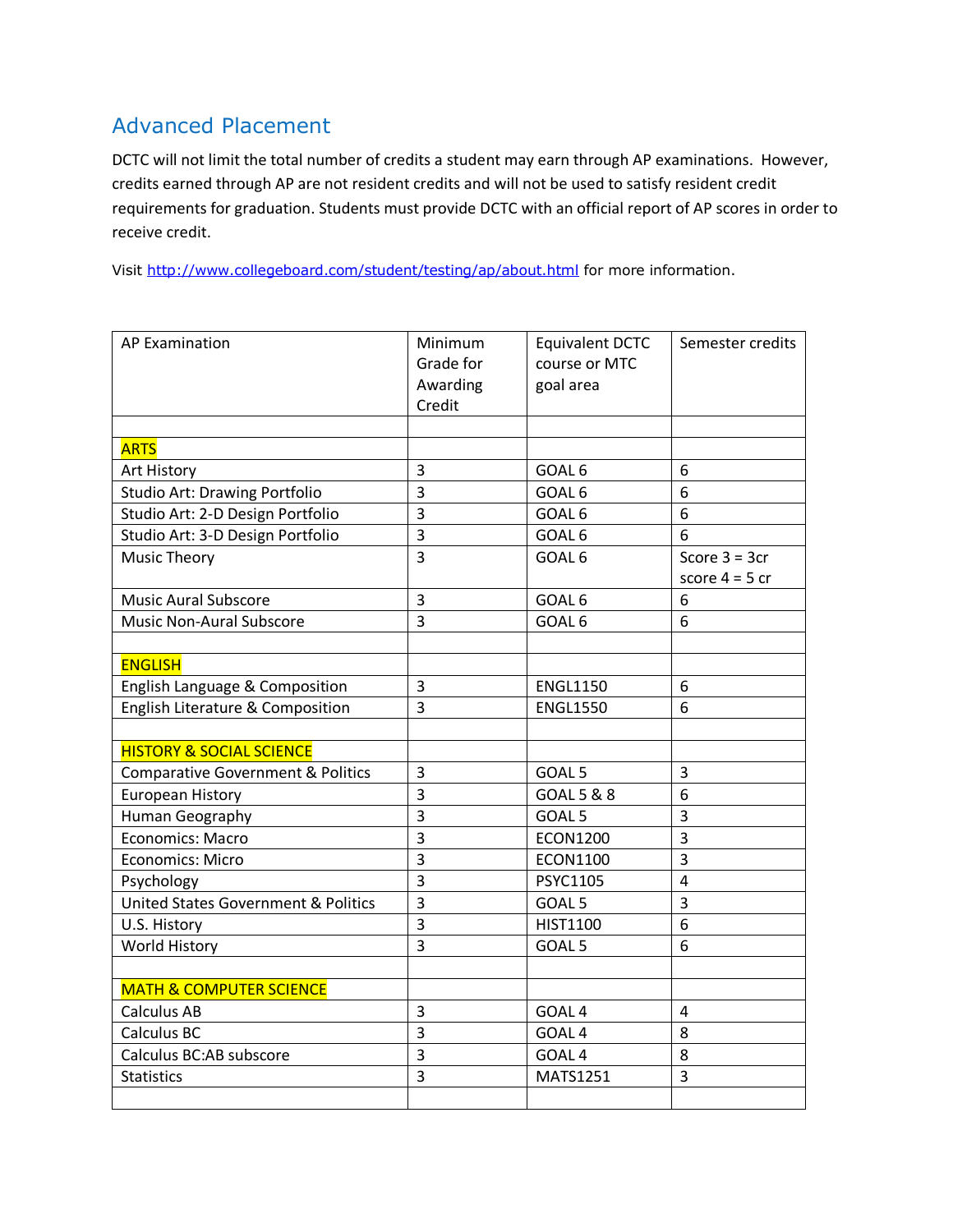## Advanced Placement

DCTC will not limit the total number of credits a student may earn through AP examinations. However, credits earned through AP are not resident credits and will not be used to satisfy resident credit requirements for graduation. Students must provide DCTC with an official report of AP scores in order to receive credit.

Visit http://www.collegeboard.com/student/testing/ap/about.html for more information.

| AP Examination | Minimum Grade for Awarding Credit | Equivalent DCTC course or MTC goal area | Semester credits |
|---|---|---|---|
| | | | |
| ARTS | | | |
| Art History | 3 | GOAL 6 | 6 |
| Studio Art: Drawing Portfolio | 3 | GOAL 6 | 6 |
| Studio Art: 2-D Design Portfolio | 3 | GOAL 6 | 6 |
| Studio Art: 3-D Design Portfolio | 3 | GOAL 6 | 6 |
| Music Theory | 3 | GOAL 6 | Score 3 = 3cr score 4 = 5 cr |
| Music Aural Subscore | 3 | GOAL 6 | 6 |
| Music Non-Aural Subscore | 3 | GOAL 6 | 6 |
| | | | |
| ENGLISH | | | |
| English Language & Composition | 3 | ENGL1150 | 6 |
| English Literature & Composition | 3 | ENGL1550 | 6 |
| | | | |
| HISTORY & SOCIAL SCIENCE | | | |
| Comparative Government & Politics | 3 | GOAL 5 | 3 |
| European History | 3 | GOAL 5 & 8 | 6 |
| Human Geography | 3 | GOAL 5 | 3 |
| Economics: Macro | 3 | ECON1200 | 3 |
| Economics: Micro | 3 | ECON1100 | 3 |
| Psychology | 3 | PSYC1105 | 4 |
| United States Government & Politics | 3 | GOAL 5 | 3 |
| U.S. History | 3 | HIST1100 | 6 |
| World History | 3 | GOAL 5 | 6 |
| | | | |
| MATH & COMPUTER SCIENCE | | | |
| Calculus AB | 3 | GOAL 4 | 4 |
| Calculus BC | 3 | GOAL 4 | 8 |
| Calculus BC:AB subscore | 3 | GOAL 4 | 8 |
| Statistics | 3 | MATS1251 | 3 |
| | | | |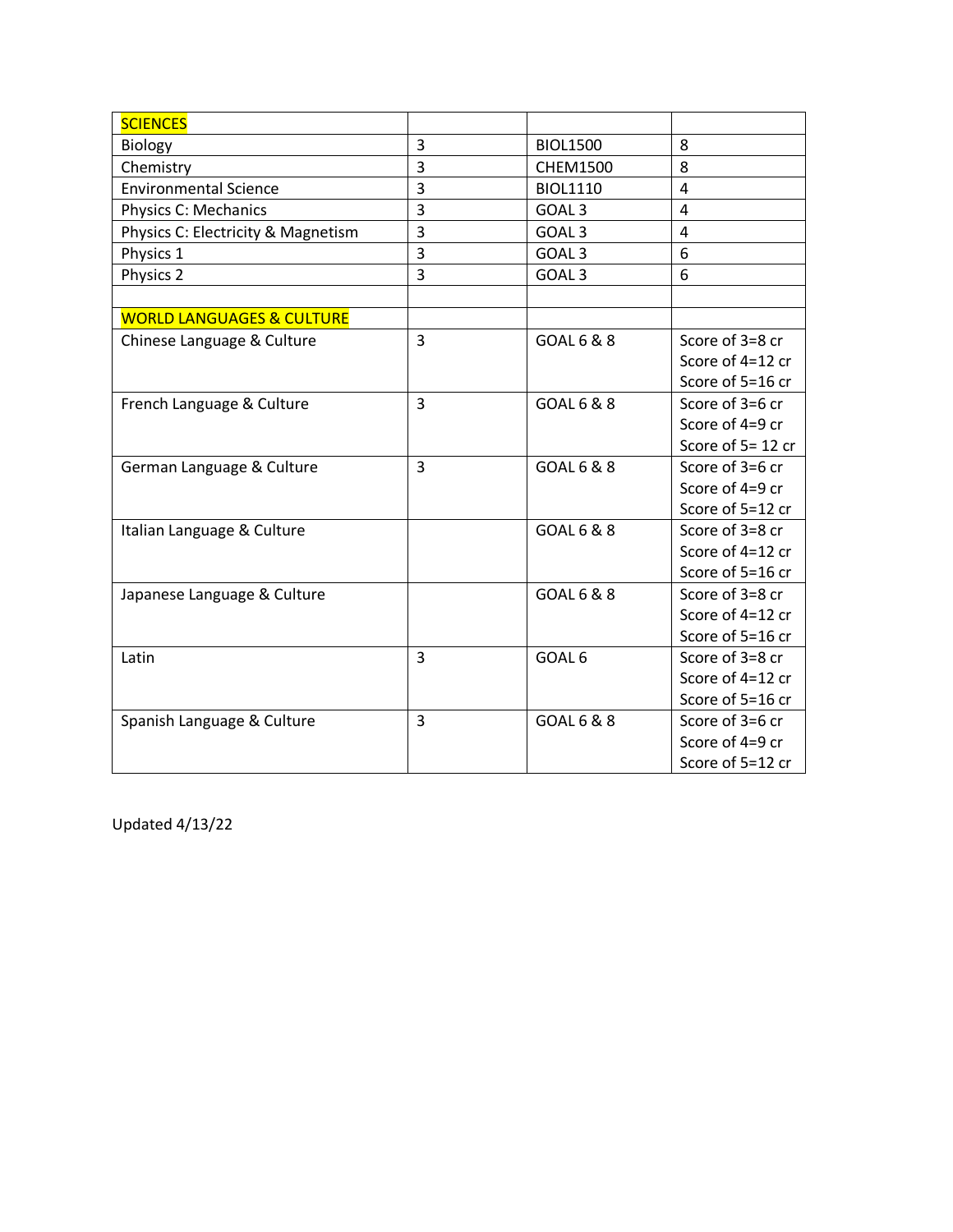| | | | |
|---|---|---|---|
| SCIENCES | | | |
| Biology | 3 | BIOL1500 | 8 |
| Chemistry | 3 | CHEM1500 | 8 |
| Environmental Science | 3 | BIOL1110 | 4 |
| Physics C: Mechanics | 3 | GOAL 3 | 4 |
| Physics C: Electricity & Magnetism | 3 | GOAL 3 | 4 |
| Physics 1 | 3 | GOAL 3 | 6 |
| Physics 2 | 3 | GOAL 3 | 6 |
| | | | |
| WORLD LANGUAGES & CULTURE | | | |
| Chinese Language & Culture | 3 | GOAL 6 & 8 | Score of 3=8 cr<br>Score of 4=12 cr<br>Score of 5=16 cr |
| French Language & Culture | 3 | GOAL 6 & 8 | Score of 3=6 cr<br>Score of 4=9 cr<br>Score of 5= 12 cr |
| German Language & Culture | 3 | GOAL 6 & 8 | Score of 3=6 cr<br>Score of 4=9 cr<br>Score of 5=12 cr |
| Italian Language & Culture | | GOAL 6 & 8 | Score of 3=8 cr<br>Score of 4=12 cr<br>Score of 5=16 cr |
| Japanese Language & Culture | | GOAL 6 & 8 | Score of 3=8 cr<br>Score of 4=12 cr<br>Score of 5=16 cr |
| Latin | 3 | GOAL 6 | Score of 3=8 cr<br>Score of 4=12 cr<br>Score of 5=16 cr |
| Spanish Language & Culture | 3 | GOAL 6 & 8 | Score of 3=6 cr<br>Score of 4=9 cr<br>Score of 5=12 cr |

Updated 4/13/22